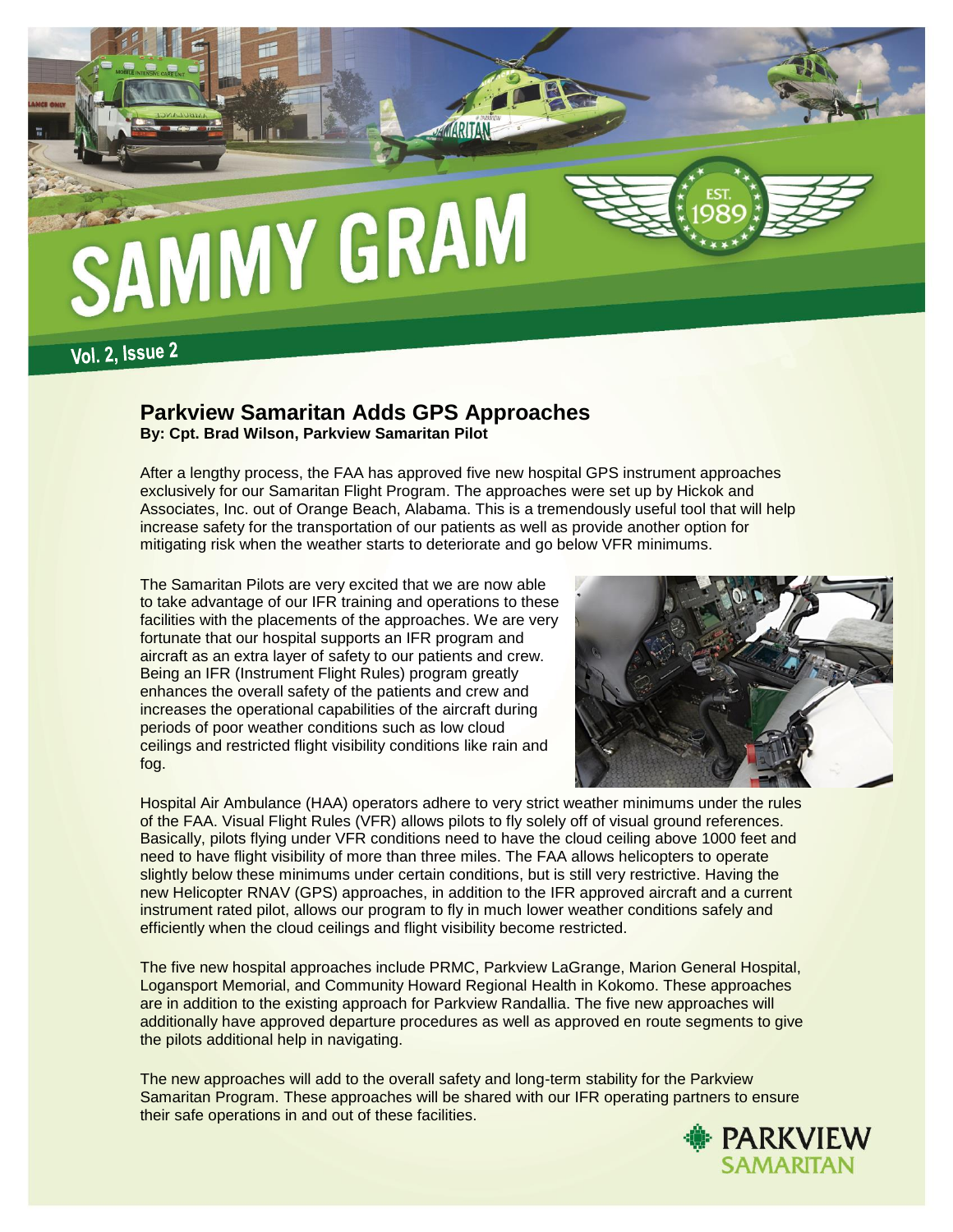# SAMMY GRAM

Vol. 2, Issue 2

## Parkview Samaritan Adds GPS Approaches

**By: Cpt. Brad Wilson, Parkview Samaritan Pilot**

After a lengthy process, the FAA has approved five new hospital GPS instrument approaches exclusively for our Samaritan Flight Program. The approaches were set up by Hickok and Associates, Inc. out of Orange Beach, Alabama. This is a tremendously useful tool that will help increase safety for the transportation of our patients as well as provide another option for mitigating risk when the weather starts to deteriorate and go below VFR minimums.

The Samaritan Pilots are very excited that we are now able to take advantage of our IFR training and operations to these facilities with the placements of the approaches. We are very fortunate that our hospital supports an IFR program and aircraft as an extra layer of safety to our patients and crew. Being an IFR (Instrument Flight Rules) program greatly enhances the overall safety of the patients and crew and increases the operational capabilities of the aircraft during periods of poor weather conditions such as low cloud ceilings and restricted flight visibility conditions like rain and fog.

Hospital Air Ambulance (HAA) operators adhere to very strict weather minimums under the rules of the FAA. Visual Flight Rules (VFR) allows pilots to fly solely off of visual ground references. Basically, pilots flying under VFR conditions need to have the cloud ceiling above 1000 feet and need to have flight visibility of more than three miles. The FAA allows helicopters to operate slightly below these minimums under certain conditions, but is still very restrictive. Having the new Helicopter RNAV (GPS) approaches, in addition to the IFR approved aircraft and a current instrument rated pilot, allows our program to fly in much lower weather conditions safely and efficiently when the cloud ceilings and flight visibility become restricted.

The five new hospital approaches include PRMC, Parkview LaGrange, Marion General Hospital, Logansport Memorial, and Community Howard Regional Health in Kokomo. These approaches are in addition to the existing approach for Parkview Randallia. The five new approaches will additionally have approved departure procedures as well as approved en route segments to give the pilots additional help in navigating.

The new approaches will add to the overall safety and long-term stability for the Parkview Samaritan Program. These approaches will be shared with our IFR operating partners to ensure their safe operations in and out of these facilities.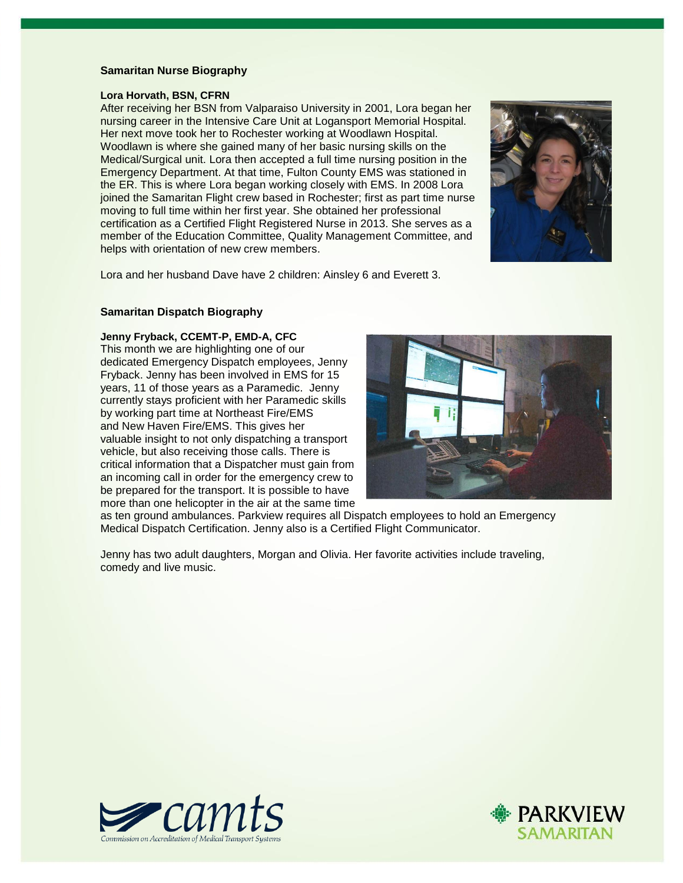## Samaritan Nurse Biography

**Lora Horvath, BSN, CFRN**

After receiving her BSN from Valparaiso University in 2001, Lora began her nursing career in the Intensive Care Unit at Logansport Memorial Hospital. Her next move took her to Rochester working at Woodlawn Hospital. Woodlawn is where she gained many of her basic nursing skills on the Medical/Surgical unit. Lora then accepted a full time nursing position in the Emergency Department. At that time, Fulton County EMS was stationed in the ER. This is where Lora began working closely with EMS. In 2008 Lora joined the Samaritan Flight crew based in Rochester; first as part time nurse moving to full time within her first year. She obtained her professional certification as a Certified Flight Registered Nurse in 2013. She serves as a member of the Education Committee, Quality Management Committee, and helps with orientation of new crew members.

Lora and her husband Dave have 2 children: Ainsley 6 and Everett 3.

## Samaritan Dispatch Biography

**Jenny Fryback, CCEMT-P, EMD-A, CFC**

This month we are highlighting one of our dedicated Emergency Dispatch employees, Jenny Fryback. Jenny has been involved in EMS for 15 years, 11 of those years as a Paramedic. Jenny currently stays proficient with her Paramedic skills by working part time at Northeast Fire/EMS and New Haven Fire/EMS. This gives her valuable insight to not only dispatching a transport vehicle, but also receiving those calls. There is critical information that a Dispatcher must gain from an incoming call in order for the emergency crew to be prepared for the transport. It is possible to have more than one helicopter in the air at the same time as ten ground ambulances. Parkview requires all Dispatch employees to hold an Emergency Medical Dispatch Certification. Jenny also is a Certified Flight Communicator.

Jenny has two adult daughters, Morgan and Olivia. Her favorite activities include traveling, comedy and live music.

camts
Commission on Accreditation of Medical Transport Systems

PARKVIEW SAMARITAN